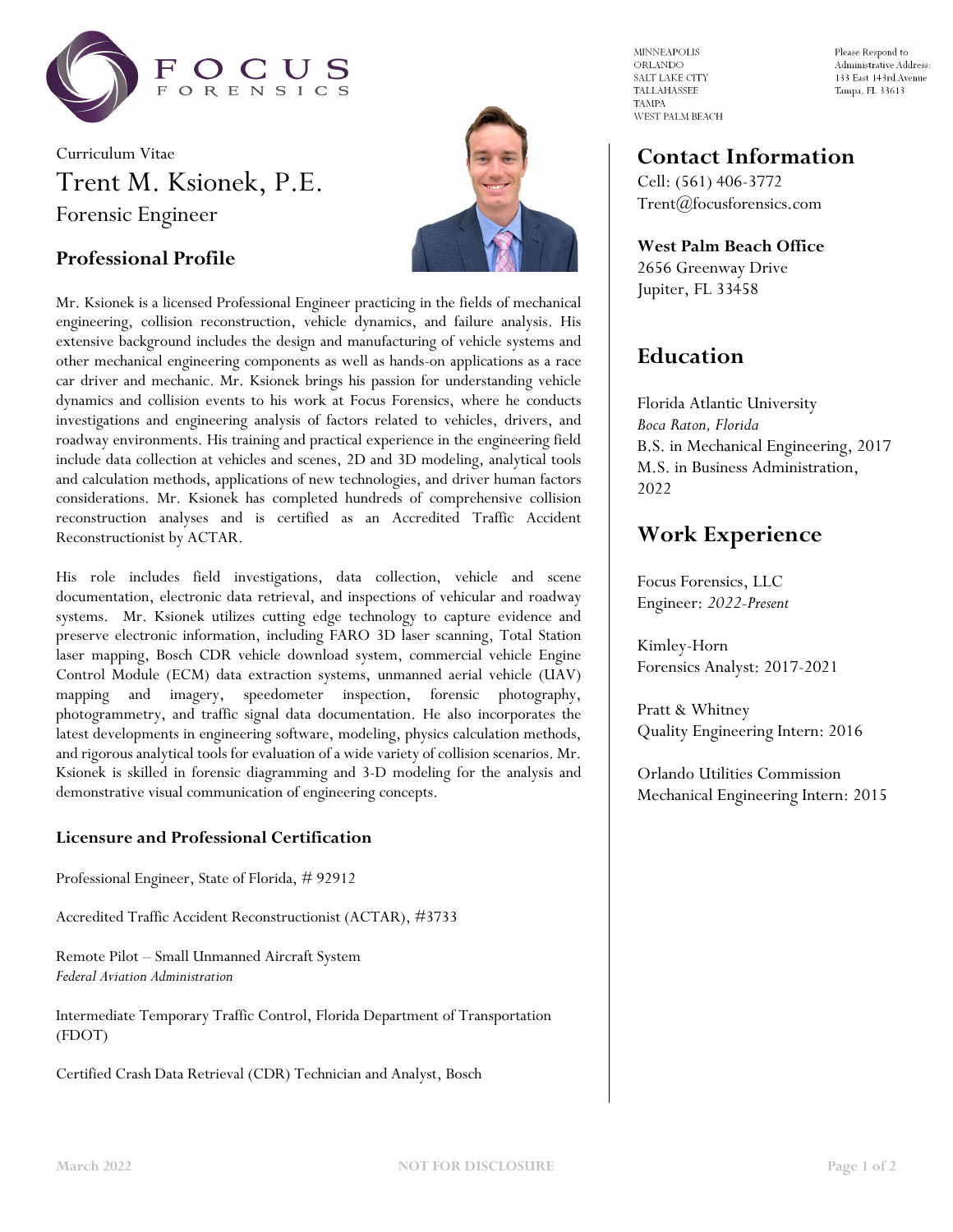FOCUS FORENSICS

MINNEAPOLIS
ORLANDO
SALT LAKE CITY
TALLAHASSEE
TAMPA
WEST PALM BEACH

Please Respond to Administrative Address:
133 East 143rd Avenue
Tampa, FL 33613

Curriculum Vitae

# Trent M. Ksionek, P.E.

Forensic Engineer

## Professional Profile

Mr. Ksionek is a licensed Professional Engineer practicing in the fields of mechanical engineering, collision reconstruction, vehicle dynamics, and failure analysis. His extensive background includes the design and manufacturing of vehicle systems and other mechanical engineering components as well as hands-on applications as a race car driver and mechanic. Mr. Ksionek brings his passion for understanding vehicle dynamics and collision events to his work at Focus Forensics, where he conducts investigations and engineering analysis of factors related to vehicles, drivers, and roadway environments. His training and practical experience in the engineering field include data collection at vehicles and scenes, 2D and 3D modeling, analytical tools and calculation methods, applications of new technologies, and driver human factors considerations. Mr. Ksionek has completed hundreds of comprehensive collision reconstruction analyses and is certified as an Accredited Traffic Accident Reconstructionist by ACTAR.

His role includes field investigations, data collection, vehicle and scene documentation, electronic data retrieval, and inspections of vehicular and roadway systems. Mr. Ksionek utilizes cutting edge technology to capture evidence and preserve electronic information, including FARO 3D laser scanning, Total Station laser mapping, Bosch CDR vehicle download system, commercial vehicle Engine Control Module (ECM) data extraction systems, unmanned aerial vehicle (UAV) mapping and imagery, speedometer inspection, forensic photography, photogrammetry, and traffic signal data documentation. He also incorporates the latest developments in engineering software, modeling, physics calculation methods, and rigorous analytical tools for evaluation of a wide variety of collision scenarios. Mr. Ksionek is skilled in forensic diagramming and 3-D modeling for the analysis and demonstrative visual communication of engineering concepts.

### Licensure and Professional Certification

Professional Engineer, State of Florida, # 92912

Accredited Traffic Accident Reconstructionist (ACTAR), #3733

Remote Pilot – Small Unmanned Aircraft System
*Federal Aviation Administration*

Intermediate Temporary Traffic Control, Florida Department of Transportation (FDOT)

Certified Crash Data Retrieval (CDR) Technician and Analyst, Bosch

## Contact Information

Cell: (561) 406-3772
Trent@focusforensics.com

**West Palm Beach Office**
2656 Greenway Drive
Jupiter, FL 33458

## Education

Florida Atlantic University
*Boca Raton, Florida*
B.S. in Mechanical Engineering, 2017
M.S. in Business Administration, 2022

## Work Experience

Focus Forensics, LLC
Engineer: *2022-Present*

Kimley-Horn
Forensics Analyst: 2017-2021

Pratt & Whitney
Quality Engineering Intern: 2016

Orlando Utilities Commission
Mechanical Engineering Intern: 2015

March 2022 — NOT FOR DISCLOSURE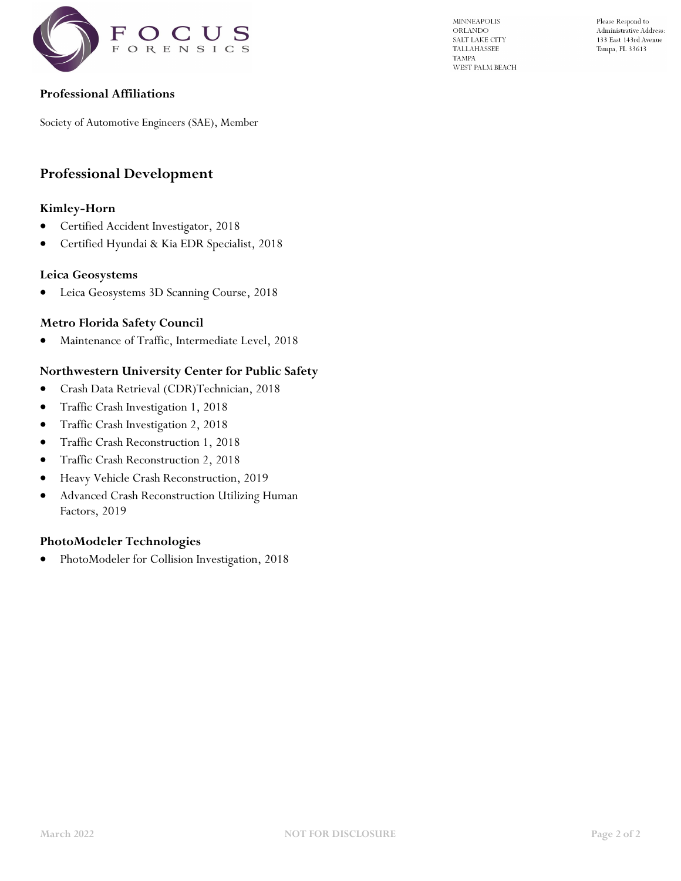### Professional Affiliations

Society of Automotive Engineers (SAE), Member

## Professional Development

### Kimley-Horn

- Certified Accident Investigator, 2018
- Certified Hyundai & Kia EDR Specialist, 2018

### Leica Geosystems

- Leica Geosystems 3D Scanning Course, 2018

### Metro Florida Safety Council

- Maintenance of Traffic, Intermediate Level, 2018

### Northwestern University Center for Public Safety

- Crash Data Retrieval (CDR)Technician, 2018
- Traffic Crash Investigation 1, 2018
- Traffic Crash Investigation 2, 2018
- Traffic Crash Reconstruction 1, 2018
- Traffic Crash Reconstruction 2, 2018
- Heavy Vehicle Crash Reconstruction, 2019
- Advanced Crash Reconstruction Utilizing Human Factors, 2019

### PhotoModeler Technologies

- PhotoModeler for Collision Investigation, 2018